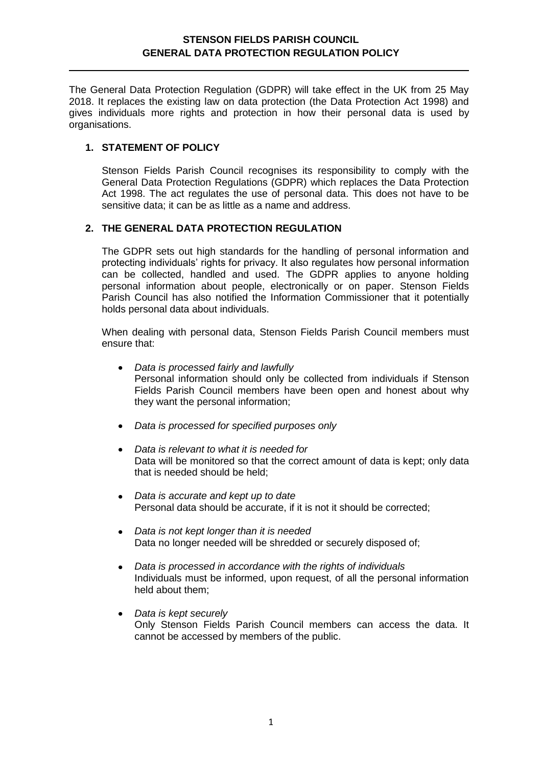# STENSON FIELDS PARISH COUNCIL
# GENERAL DATA PROTECTION REGULATION POLICY

The General Data Protection Regulation (GDPR) will take effect in the UK from 25 May 2018. It replaces the existing law on data protection (the Data Protection Act 1998) and gives individuals more rights and protection in how their personal data is used by organisations.

## 1. STATEMENT OF POLICY

Stenson Fields Parish Council recognises its responsibility to comply with the General Data Protection Regulations (GDPR) which replaces the Data Protection Act 1998. The act regulates the use of personal data. This does not have to be sensitive data; it can be as little as a name and address.

## 2. THE GENERAL DATA PROTECTION REGULATION

The GDPR sets out high standards for the handling of personal information and protecting individuals' rights for privacy. It also regulates how personal information can be collected, handled and used. The GDPR applies to anyone holding personal information about people, electronically or on paper. Stenson Fields Parish Council has also notified the Information Commissioner that it potentially holds personal data about individuals.

When dealing with personal data, Stenson Fields Parish Council members must ensure that:

- *Data is processed fairly and lawfully*
  Personal information should only be collected from individuals if Stenson Fields Parish Council members have been open and honest about why they want the personal information;

- *Data is processed for specified purposes only*

- *Data is relevant to what it is needed for*
  Data will be monitored so that the correct amount of data is kept; only data that is needed should be held;

- *Data is accurate and kept up to date*
  Personal data should be accurate, if it is not it should be corrected;

- *Data is not kept longer than it is needed*
  Data no longer needed will be shredded or securely disposed of;

- *Data is processed in accordance with the rights of individuals*
  Individuals must be informed, upon request, of all the personal information held about them;

- *Data is kept securely*
  Only Stenson Fields Parish Council members can access the data. It cannot be accessed by members of the public.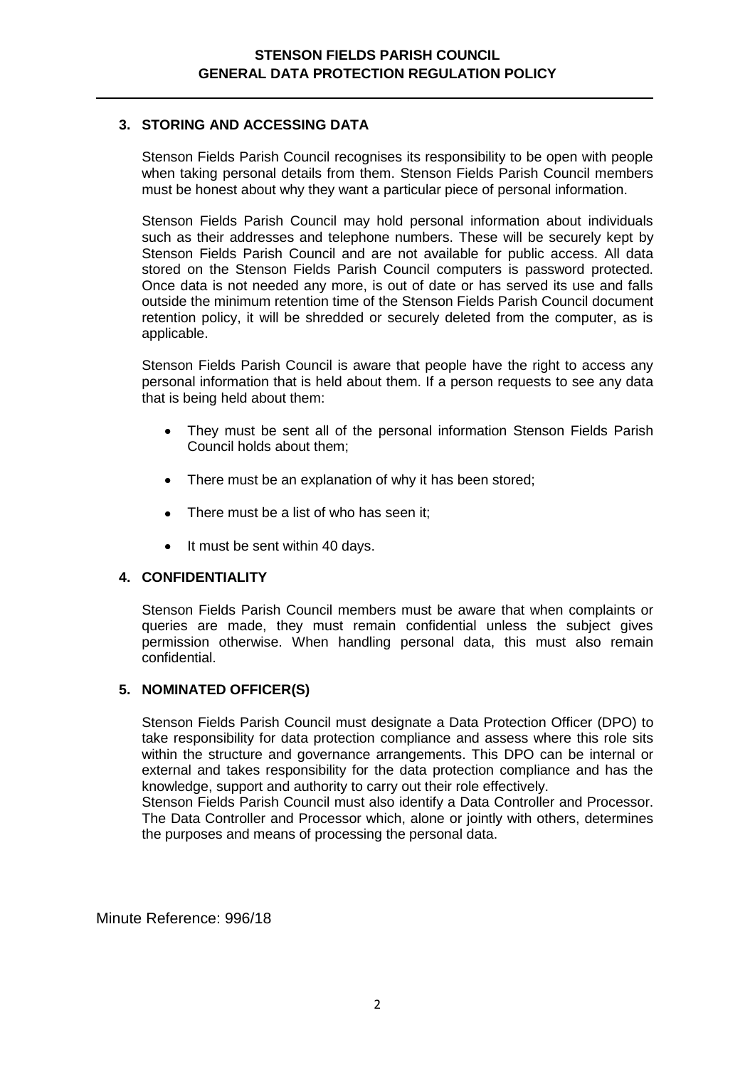## 3. STORING AND ACCESSING DATA

Stenson Fields Parish Council recognises its responsibility to be open with people when taking personal details from them. Stenson Fields Parish Council members must be honest about why they want a particular piece of personal information.

Stenson Fields Parish Council may hold personal information about individuals such as their addresses and telephone numbers. These will be securely kept by Stenson Fields Parish Council and are not available for public access. All data stored on the Stenson Fields Parish Council computers is password protected. Once data is not needed any more, is out of date or has served its use and falls outside the minimum retention time of the Stenson Fields Parish Council document retention policy, it will be shredded or securely deleted from the computer, as is applicable.

Stenson Fields Parish Council is aware that people have the right to access any personal information that is held about them. If a person requests to see any data that is being held about them:

- They must be sent all of the personal information Stenson Fields Parish Council holds about them;
- There must be an explanation of why it has been stored;
- There must be a list of who has seen it;
- It must be sent within 40 days.

## 4. CONFIDENTIALITY

Stenson Fields Parish Council members must be aware that when complaints or queries are made, they must remain confidential unless the subject gives permission otherwise. When handling personal data, this must also remain confidential.

## 5. NOMINATED OFFICER(S)

Stenson Fields Parish Council must designate a Data Protection Officer (DPO) to take responsibility for data protection compliance and assess where this role sits within the structure and governance arrangements. This DPO can be internal or external and takes responsibility for the data protection compliance and has the knowledge, support and authority to carry out their role effectively.
Stenson Fields Parish Council must also identify a Data Controller and Processor. The Data Controller and Processor which, alone or jointly with others, determines the purposes and means of processing the personal data.

Minute Reference: 996/18